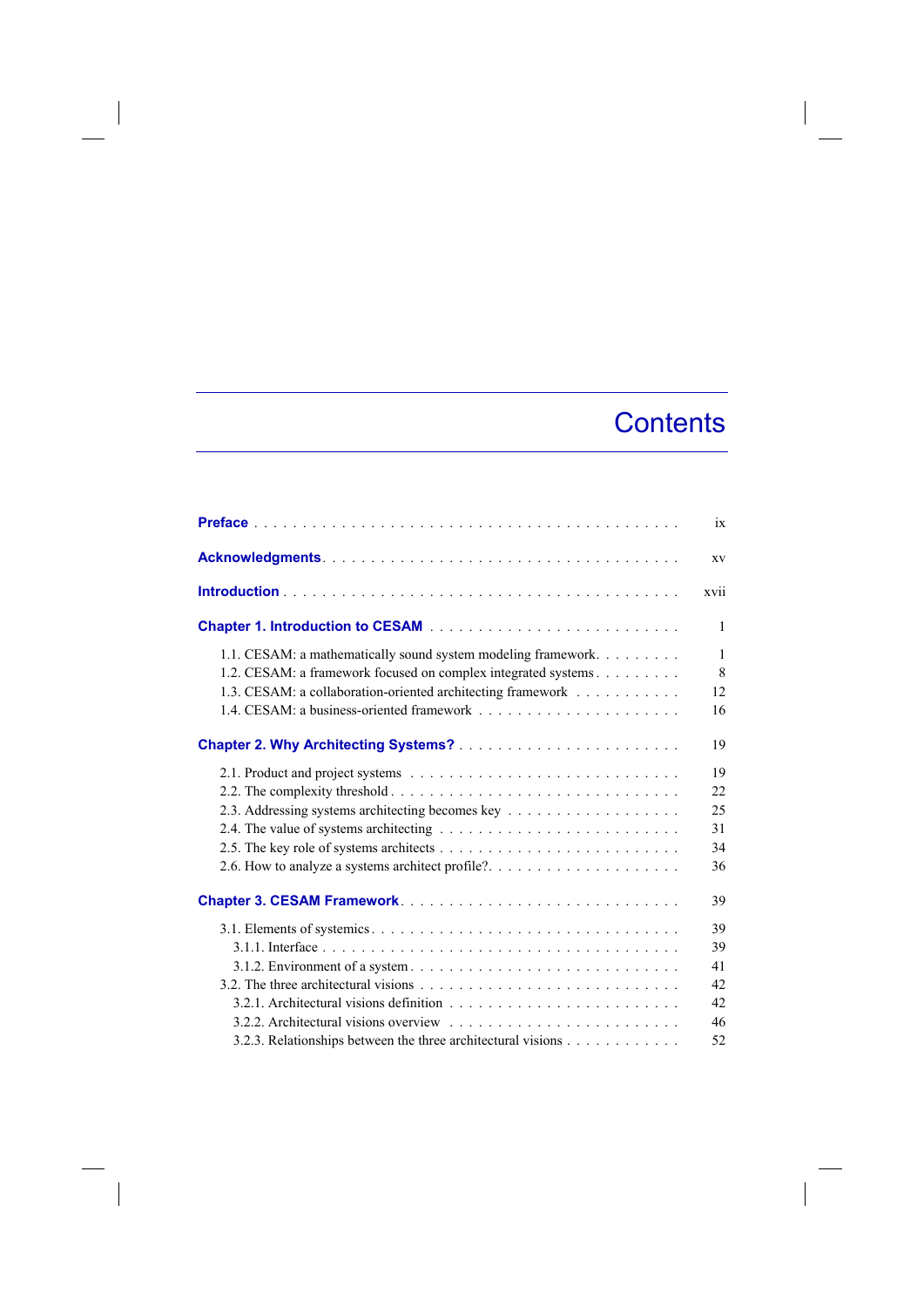# Contents

**Preface** . . . . . . . . . . . . . . . . . . . . . . . . . . . . . . . . . . . . . . . . . . . . ix

**Acknowledgments** . . . . . . . . . . . . . . . . . . . . . . . . . . . . . . . . . . . . . . xv

**Introduction** . . . . . . . . . . . . . . . . . . . . . . . . . . . . . . . . . . . . . . . . . . xvii

**Chapter 1. Introduction to CESAM** . . . . . . . . . . . . . . . . . . . . . . . . . 1

1.1. CESAM: a mathematically sound system modeling framework. . . . . . . . . 1
1.2. CESAM: a framework focused on complex integrated systems . . . . . . . . . 8
1.3. CESAM: a collaboration-oriented architecting framework . . . . . . . . . . . 12
1.4. CESAM: a business-oriented framework . . . . . . . . . . . . . . . . . . . . 16

**Chapter 2. Why Architecting Systems?** . . . . . . . . . . . . . . . . . . . . . . 19

2.1. Product and project systems . . . . . . . . . . . . . . . . . . . . . . . . . . 19
2.2. The complexity threshold . . . . . . . . . . . . . . . . . . . . . . . . . . . . 22
2.3. Addressing systems architecting becomes key . . . . . . . . . . . . . . . . . 25
2.4. The value of systems architecting . . . . . . . . . . . . . . . . . . . . . . . 31
2.5. The key role of systems architects . . . . . . . . . . . . . . . . . . . . . . . 34
2.6. How to analyze a systems architect profile?. . . . . . . . . . . . . . . . . . . 36

**Chapter 3. CESAM Framework**. . . . . . . . . . . . . . . . . . . . . . . . . . . 39

3.1. Elements of systemics. . . . . . . . . . . . . . . . . . . . . . . . . . . . . . 39
3.1.1. Interface . . . . . . . . . . . . . . . . . . . . . . . . . . . . . . . . . . 39
3.1.2. Environment of a system . . . . . . . . . . . . . . . . . . . . . . . . . . 41
3.2. The three architectural visions . . . . . . . . . . . . . . . . . . . . . . . . . 42
3.2.1. Architectural visions definition . . . . . . . . . . . . . . . . . . . . . . . 42
3.2.2. Architectural visions overview . . . . . . . . . . . . . . . . . . . . . . . 46
3.2.3. Relationships between the three architectural visions . . . . . . . . . . . . 52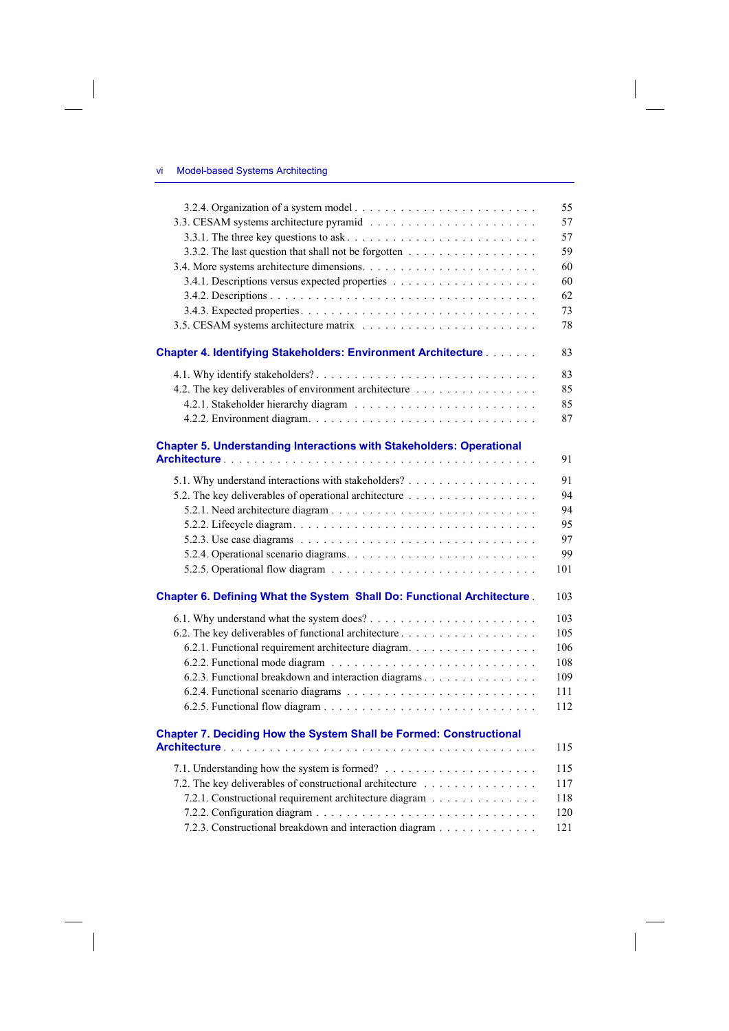3.2.4. Organization of a system model . . . . . . . . . . 55
3.3. CESAM systems architecture pyramid . . . . . . . . . . 57
3.3.1. The three key questions to ask . . . . . . . . . . 57
3.3.2. The last question that shall not be forgotten . . . . . . . . . . 59
3.4. More systems architecture dimensions. . . . . . . . . . 60
3.4.1. Descriptions versus expected properties . . . . . . . . . . 60
3.4.2. Descriptions . . . . . . . . . . 62
3.4.3. Expected properties. . . . . . . . . . 73
3.5. CESAM systems architecture matrix . . . . . . . . . . 78

**Chapter 4. Identifying Stakeholders: Environment Architecture** . . . . . . . 83

4.1. Why identify stakeholders? . . . . . . . . . . 83
4.2. The key deliverables of environment architecture . . . . . . . . . . 85
4.2.1. Stakeholder hierarchy diagram . . . . . . . . . . 85
4.2.2. Environment diagram. . . . . . . . . . 87

**Chapter 5. Understanding Interactions with Stakeholders: Operational Architecture** . . . . . . . . . . 91

5.1. Why understand interactions with stakeholders? . . . . . . . . . . 91
5.2. The key deliverables of operational architecture . . . . . . . . . . 94
5.2.1. Need architecture diagram . . . . . . . . . . 94
5.2.2. Lifecycle diagram. . . . . . . . . . 95
5.2.3. Use case diagrams . . . . . . . . . . 97
5.2.4. Operational scenario diagrams. . . . . . . . . . 99
5.2.5. Operational flow diagram . . . . . . . . . . 101

**Chapter 6. Defining What the System Shall Do: Functional Architecture** . 103

6.1. Why understand what the system does? . . . . . . . . . . 103
6.2. The key deliverables of functional architecture . . . . . . . . . . 105
6.2.1. Functional requirement architecture diagram. . . . . . . . . . 106
6.2.2. Functional mode diagram . . . . . . . . . . 108
6.2.3. Functional breakdown and interaction diagrams . . . . . . . . . . 109
6.2.4. Functional scenario diagrams . . . . . . . . . . 111
6.2.5. Functional flow diagram . . . . . . . . . . 112

**Chapter 7. Deciding How the System Shall be Formed: Constructional Architecture** . . . . . . . . . . 115

7.1. Understanding how the system is formed? . . . . . . . . . . 115
7.2. The key deliverables of constructional architecture . . . . . . . . . . 117
7.2.1. Constructional requirement architecture diagram . . . . . . . . . . 118
7.2.2. Configuration diagram . . . . . . . . . . 120
7.2.3. Constructional breakdown and interaction diagram . . . . . . . . . . 121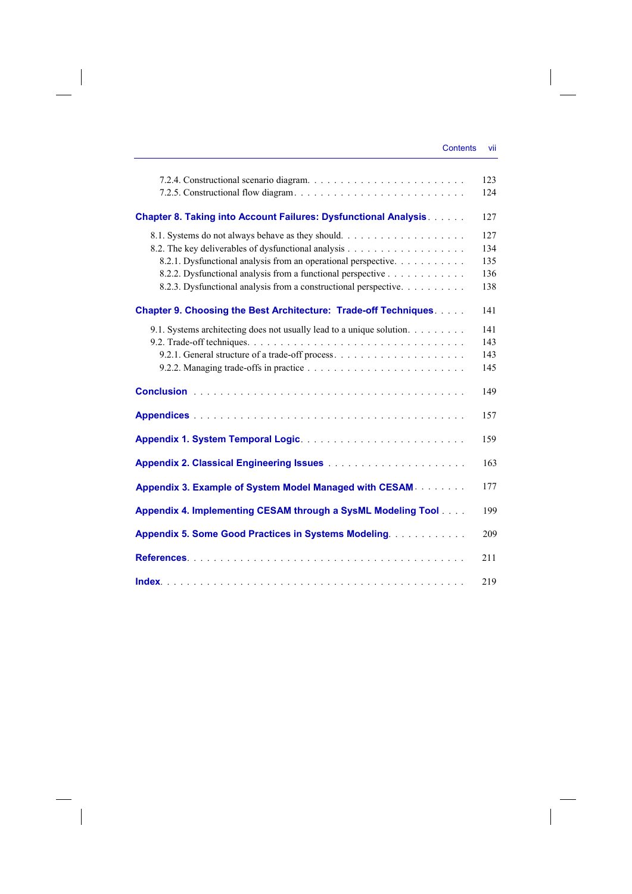7.2.4. Constructional scenario diagram. . . . . . . . . . . . . . . . . . . . . . . . 123
7.2.5. Constructional flow diagram . . . . . . . . . . . . . . . . . . . . . . . . . 124

**Chapter 8. Taking into Account Failures: Dysfunctional Analysis** . . . . . . 127

8.1. Systems do not always behave as they should. . . . . . . . . . . . . . . . . . . 127
8.2. The key deliverables of dysfunctional analysis . . . . . . . . . . . . . . . . . . 134
8.2.1. Dysfunctional analysis from an operational perspective. . . . . . . . . . . 135
8.2.2. Dysfunctional analysis from a functional perspective . . . . . . . . . . . . 136
8.2.3. Dysfunctional analysis from a constructional perspective. . . . . . . . . . 138

**Chapter 9. Choosing the Best Architecture: Trade-off Techniques** . . . . . 141

9.1. Systems architecting does not usually lead to a unique solution. . . . . . . . . 141
9.2. Trade-off techniques. . . . . . . . . . . . . . . . . . . . . . . . . . . . . . . . 143
9.2.1. General structure of a trade-off process . . . . . . . . . . . . . . . . . . . . 143
9.2.2. Managing trade-offs in practice . . . . . . . . . . . . . . . . . . . . . . . . 145

**Conclusion** . . . . . . . . . . . . . . . . . . . . . . . . . . . . . . . . . . . . . 149

**Appendices** . . . . . . . . . . . . . . . . . . . . . . . . . . . . . . . . . . . . . 157

**Appendix 1. System Temporal Logic** . . . . . . . . . . . . . . . . . . . . . . . 159

**Appendix 2. Classical Engineering Issues** . . . . . . . . . . . . . . . . . . . . 163

**Appendix 3. Example of System Model Managed with CESAM** . . . . . . . . 177

**Appendix 4. Implementing CESAM through a SysML Modeling Tool** . . . . 199

**Appendix 5. Some Good Practices in Systems Modeling** . . . . . . . . . . . . 209

**References** . . . . . . . . . . . . . . . . . . . . . . . . . . . . . . . . . . . . . 211

**Index** . . . . . . . . . . . . . . . . . . . . . . . . . . . . . . . . . . . . . . . . 219